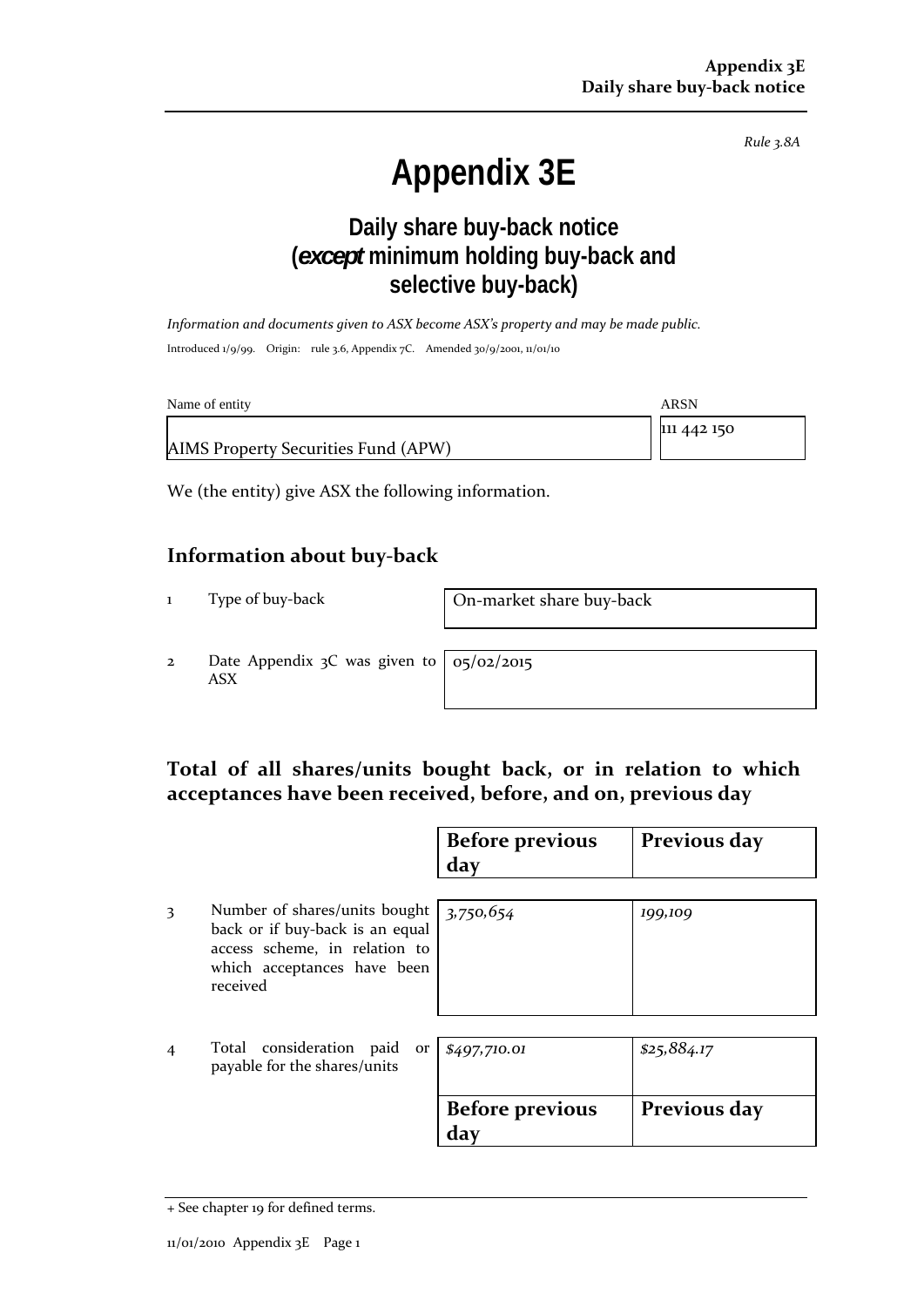*Rule 3.8A*

# Appendix 3E

## Daily share buy-back notice (*except* minimum holding buy-back and selective buy-back)

*Information and documents given to ASX become ASX's property and may be made public.*

Introduced 1/9/99. Origin: rule 3.6, Appendix 7C. Amended 30/9/2001, 11/01/10

| Name of entity | ARSN |
|---|---|
| AIMS Property Securities Fund (APW) | 111 442 150 |

We (the entity) give ASX the following information.

## Information about buy-back

| | | |
|---|---|---|
| 1 | Type of buy-back | On-market share buy-back |
| 2 | Date Appendix 3C was given to ASX | 05/02/2015 |

## Total of all shares/units bought back, or in relation to which acceptances have been received, before, and on, previous day

| | | Before previous day | Previous day |
|---|---|---|---|
| 3 | Number of shares/units bought back or if buy-back is an equal access scheme, in relation to which acceptances have been received | *3,750,654* | *199,109* |
| 4 | Total consideration paid or payable for the shares/units | *$497,710.01* | *$25,884.17* |

| Before previous day | Previous day |
|---|---|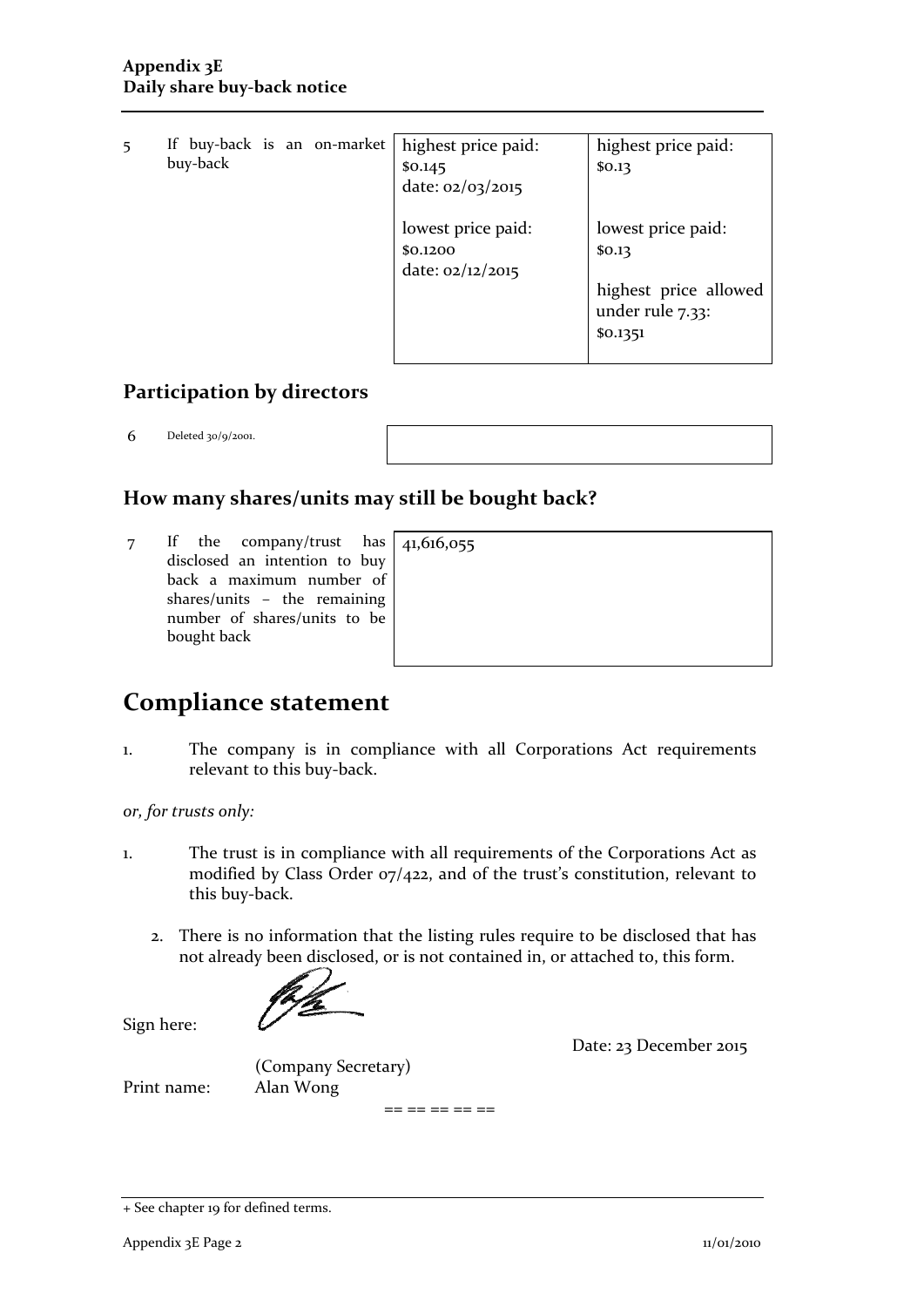| | | | |
|---|---|---|---|
| 5 | If buy-back is an on-market buy-back | highest price paid: $0.145<br>date: 02/03/2015<br><br>lowest price paid: $0.1200<br>date: 02/12/2015 | highest price paid: $0.13<br><br>lowest price paid: $0.13<br><br>highest price allowed under rule 7.33: $0.1351 |

## Participation by directors

| | | |
|---|---|---|
| 6 | Deleted 30/9/2001. | |

## How many shares/units may still be bought back?

| | | |
|---|---|---|
| 7 | If the company/trust has disclosed an intention to buy back a maximum number of shares/units – the remaining number of shares/units to be bought back | 41,616,055 |

# Compliance statement

1. The company is in compliance with all Corporations Act requirements relevant to this buy-back.

*or, for trusts only:*

1. The trust is in compliance with all requirements of the Corporations Act as modified by Class Order 07/422, and of the trust's constitution, relevant to this buy-back.

2. There is no information that the listing rules require to be disclosed that has not already been disclosed, or is not contained in, or attached to, this form.

Sign here:

Date: 23 December 2015

(Company Secretary)

Print name: Alan Wong

== == == == ==

+ See chapter 19 for defined terms.